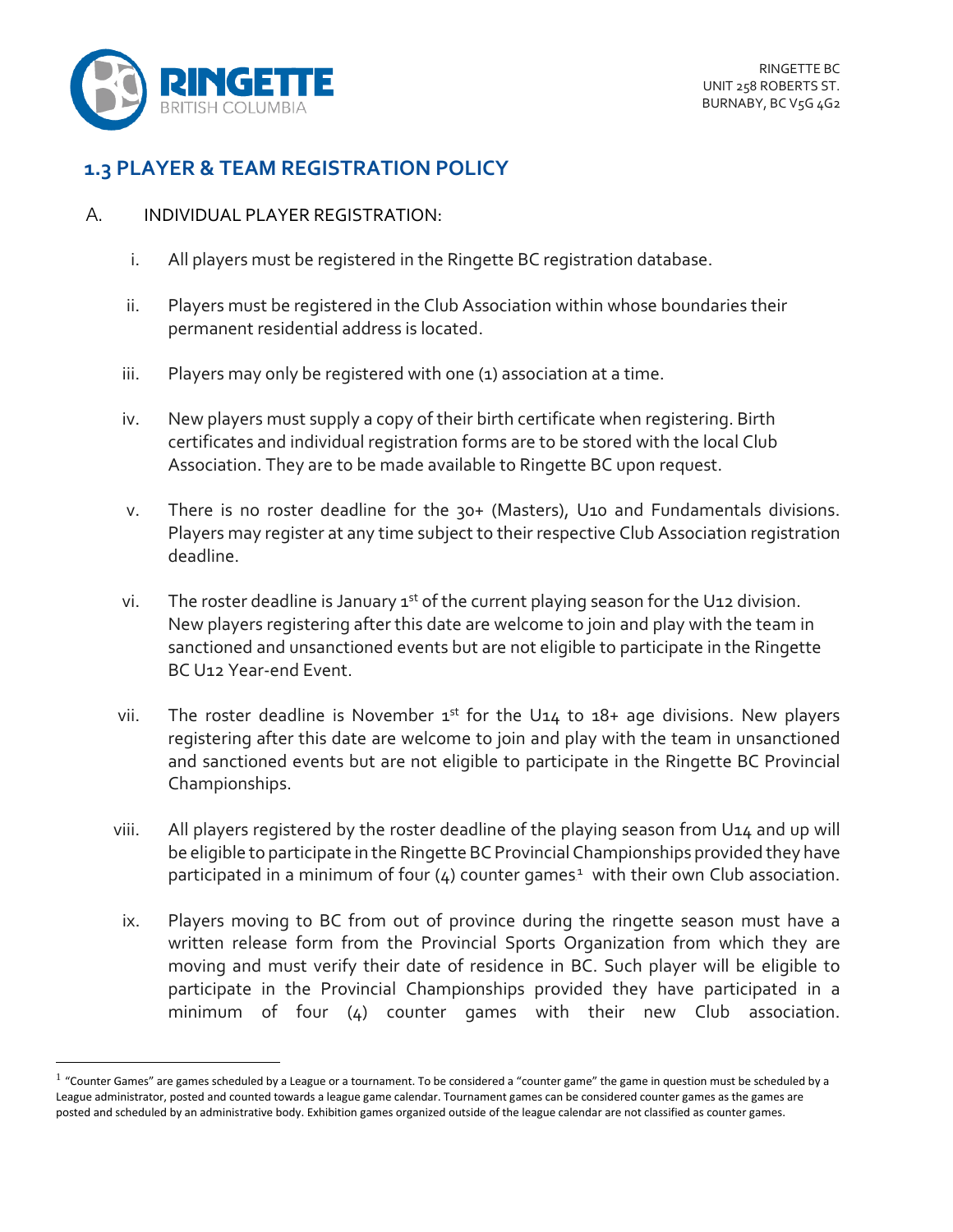RINGETTE BC
UNIT 258 ROBERTS ST.
BURNABY, BC V5G 4G2

## 1.3 PLAYER & TEAM REGISTRATION POLICY

A. INDIVIDUAL PLAYER REGISTRATION:

i. All players must be registered in the Ringette BC registration database.

ii. Players must be registered in the Club Association within whose boundaries their permanent residential address is located.

iii. Players may only be registered with one (1) association at a time.

iv. New players must supply a copy of their birth certificate when registering. Birth certificates and individual registration forms are to be stored with the local Club Association. They are to be made available to Ringette BC upon request.

v. There is no roster deadline for the 30+ (Masters), U10 and Fundamentals divisions. Players may register at any time subject to their respective Club Association registration deadline.

vi. The roster deadline is January 1st of the current playing season for the U12 division. New players registering after this date are welcome to join and play with the team in sanctioned and unsanctioned events but are not eligible to participate in the Ringette BC U12 Year-end Event.

vii. The roster deadline is November 1st for the U14 to 18+ age divisions. New players registering after this date are welcome to join and play with the team in unsanctioned and sanctioned events but are not eligible to participate in the Ringette BC Provincial Championships.

viii. All players registered by the roster deadline of the playing season from U14 and up will be eligible to participate in the Ringette BC Provincial Championships provided they have participated in a minimum of four (4) counter games[1] with their own Club association.

ix. Players moving to BC from out of province during the ringette season must have a written release form from the Provincial Sports Organization from which they are moving and must verify their date of residence in BC. Such player will be eligible to participate in the Provincial Championships provided they have participated in a minimum of four (4) counter games with their new Club association.

[1] "Counter Games" are games scheduled by a League or a tournament. To be considered a "counter game" the game in question must be scheduled by a League administrator, posted and counted towards a league game calendar. Tournament games can be considered counter games as the games are posted and scheduled by an administrative body. Exhibition games organized outside of the league calendar are not classified as counter games.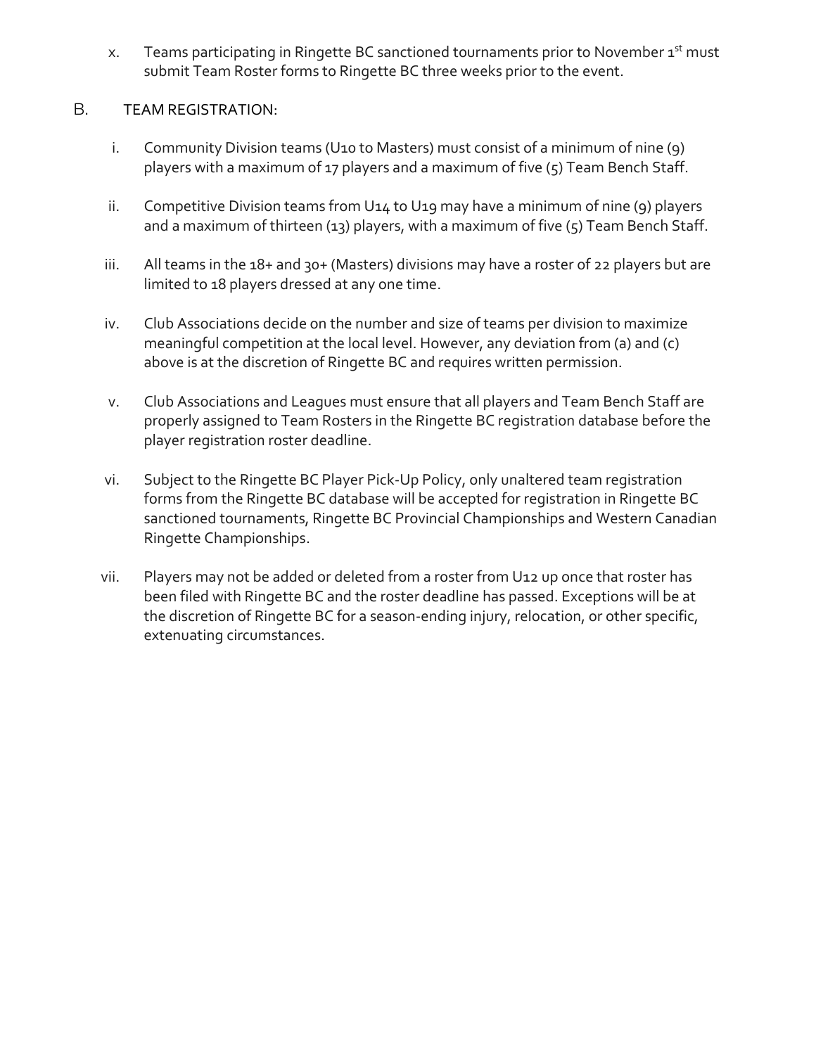x. Teams participating in Ringette BC sanctioned tournaments prior to November 1st must submit Team Roster forms to Ringette BC three weeks prior to the event.

## B. TEAM REGISTRATION:

i. Community Division teams (U10 to Masters) must consist of a minimum of nine (9) players with a maximum of 17 players and a maximum of five (5) Team Bench Staff.

ii. Competitive Division teams from U14 to U19 may have a minimum of nine (9) players and a maximum of thirteen (13) players, with a maximum of five (5) Team Bench Staff.

iii. All teams in the 18+ and 30+ (Masters) divisions may have a roster of 22 players but are limited to 18 players dressed at any one time.

iv. Club Associations decide on the number and size of teams per division to maximize meaningful competition at the local level. However, any deviation from (a) and (c) above is at the discretion of Ringette BC and requires written permission.

v. Club Associations and Leagues must ensure that all players and Team Bench Staff are properly assigned to Team Rosters in the Ringette BC registration database before the player registration roster deadline.

vi. Subject to the Ringette BC Player Pick-Up Policy, only unaltered team registration forms from the Ringette BC database will be accepted for registration in Ringette BC sanctioned tournaments, Ringette BC Provincial Championships and Western Canadian Ringette Championships.

vii. Players may not be added or deleted from a roster from U12 up once that roster has been filed with Ringette BC and the roster deadline has passed. Exceptions will be at the discretion of Ringette BC for a season-ending injury, relocation, or other specific, extenuating circumstances.